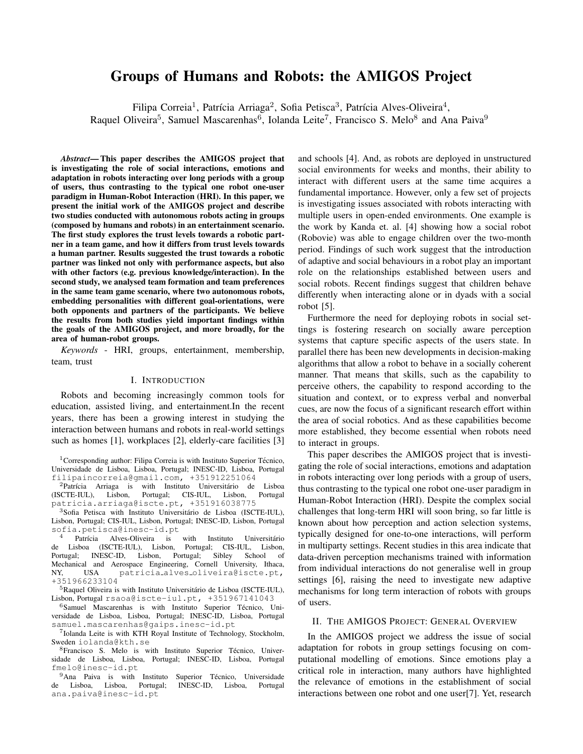# Groups of Humans and Robots: the AMIGOS Project

Filipa Correia[1], Patrícia Arriaga[2], Sofia Petisca[3], Patrícia Alves-Oliveira[4], Raquel Oliveira[5], Samuel Mascarenhas[6], Iolanda Leite[7], Francisco S. Melo[8] and Ana Paiva[9]

***Abstract*— This paper describes the AMIGOS project that is investigating the role of social interactions, emotions and adaptation in robots interacting over long periods with a group of users, thus contrasting to the typical one robot one-user paradigm in Human-Robot Interaction (HRI). In this paper, we present the initial work of the AMIGOS project and describe two studies conducted with autonomous robots acting in groups (composed by humans and robots) in an entertainment scenario. The first study explores the trust levels towards a robotic partner in a team game, and how it differs from trust levels towards a human partner. Results suggested the trust towards a robotic partner was linked not only with performance aspects, but also with other factors (e.g. previous knowledge/interaction). In the second study, we analysed team formation and team preferences in the same team game scenario, where two autonomous robots, embedding personalities with different goal-orientations, were both opponents and partners of the participants. We believe the results from both studies yield important findings within the goals of the AMIGOS project, and more broadly, for the area of human-robot groups.**

*Keywords* - HRI, groups, entertainment, membership, team, trust

## I. Introduction

Robots and becoming increasingly common tools for education, assisted living, and entertainment.In the recent years, there has been a growing interest in studying the interaction between humans and robots in real-world settings such as homes [1], workplaces [2], elderly-care facilities [3] and schools [4]. And, as robots are deployed in unstructured social environments for weeks and months, their ability to interact with different users at the same time acquires a fundamental importance. However, only a few set of projects is investigating issues associated with robots interacting with multiple users in open-ended environments. One example is the work by Kanda et. al. [4] showing how a social robot (Robovie) was able to engage children over the two-month period. Findings of such work suggest that the introduction of adaptive and social behaviours in a robot play an important role on the relationships established between users and social robots. Recent findings suggest that children behave differently when interacting alone or in dyads with a social robot [5].

Furthermore the need for deploying robots in social settings is fostering research on socially aware perception systems that capture specific aspects of the users state. In parallel there has been new developments in decision-making algorithms that allow a robot to behave in a socially coherent manner. That means that skills, such as the capability to perceive others, the capability to respond according to the situation and context, or to express verbal and nonverbal cues, are now the focus of a significant research effort within the area of social robotics. And as these capabilities become more established, they become essential when robots need to interact in groups.

This paper describes the AMIGOS project that is investigating the role of social interactions, emotions and adaptation in robots interacting over long periods with a group of users, thus contrasting to the typical one robot one-user paradigm in Human-Robot Interaction (HRI). Despite the complex social challenges that long-term HRI will soon bring, so far little is known about how perception and action selection systems, typically designed for one-to-one interactions, will perform in multiparty settings. Recent studies in this area indicate that data-driven perception mechanisms trained with information from individual interactions do not generalise well in group settings [6], raising the need to investigate new adaptive mechanisms for long term interaction of robots with groups of users.

## II. The AMIGOS Project: General Overview

In the AMIGOS project we address the issue of social adaptation for robots in group settings focusing on computational modelling of emotions. Since emotions play a critical role in interaction, many authors have highlighted the relevance of emotions in the establishment of social interactions between one robot and one user[7]. Yet, research

---

[1]Corresponding author: Filipa Correia is with Instituto Superior Técnico, Universidade de Lisboa, Lisboa, Portugal; INESC-ID, Lisboa, Portugal filipaincorreia@gmail.com, +351912251064

[2]Patrícia Arriaga is with Instituto Universitário de Lisboa (ISCTE-IUL), Lisbon, Portugal; CIS-IUL, Lisbon, Portugal patricia.arriaga@iscte.pt, +351916038775

[3]Sofia Petisca with Instituto Universitário de Lisboa (ISCTE-IUL), Lisbon, Portugal; CIS-IUL, Lisbon, Portugal; INESC-ID, Lisbon, Portugal sofia.petisca@inesc-id.pt

[4] Patrícia Alves-Oliveira is with Instituto Universitário de Lisboa (ISCTE-IUL), Lisbon, Portugal; CIS-IUL, Lisbon, Portugal; INESC-ID, Lisbon, Portugal; Sibley School of Mechanical and Aerospace Engineering, Cornell University, Ithaca, NY, USA patricia_alves_oliveira@iscte.pt, +351966233104

[5]Raquel Oliveira is with Instituto Universitário de Lisboa (ISCTE-IUL), Lisbon, Portugal rsaoa@iscte-iul.pt, +351967141043

[6]Samuel Mascarenhas is with Instituto Superior Técnico, Universidade de Lisboa, Lisboa, Portugal; INESC-ID, Lisboa, Portugal samuel.mascarenhas@gaips.inesc-id.pt

[7]Iolanda Leite is with KTH Royal Institute of Technology, Stockholm, Sweden iolanda@kth.se

[8]Francisco S. Melo is with Instituto Superior Técnico, Universidade de Lisboa, Lisboa, Portugal; INESC-ID, Lisboa, Portugal fmelo@inesc-id.pt

[9]Ana Paiva is with Instituto Superior Técnico, Universidade de Lisboa, Lisboa, Portugal; INESC-ID, Lisboa, Portugal ana.paiva@inesc-id.pt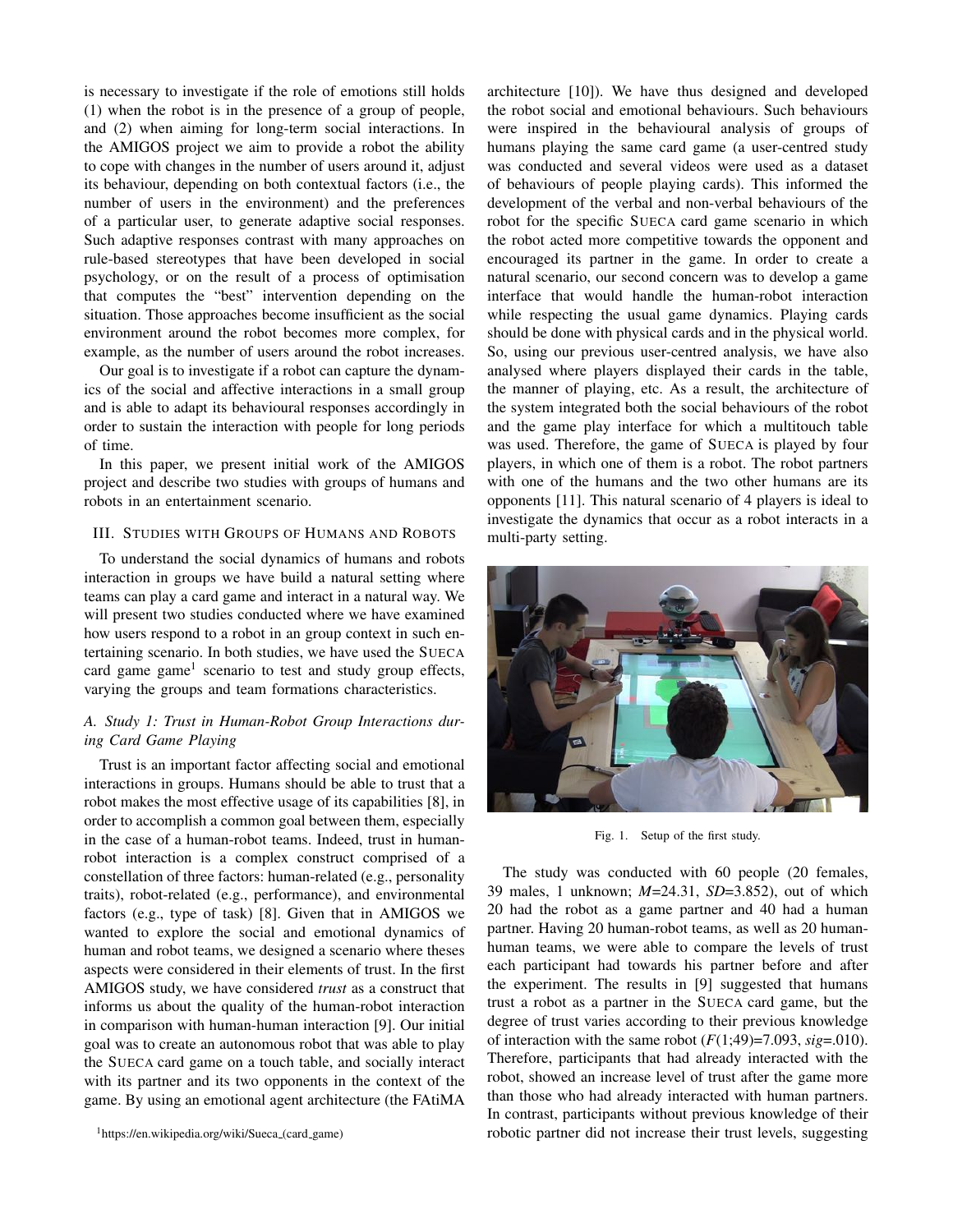is necessary to investigate if the role of emotions still holds (1) when the robot is in the presence of a group of people, and (2) when aiming for long-term social interactions. In the AMIGOS project we aim to provide a robot the ability to cope with changes in the number of users around it, adjust its behaviour, depending on both contextual factors (i.e., the number of users in the environment) and the preferences of a particular user, to generate adaptive social responses. Such adaptive responses contrast with many approaches on rule-based stereotypes that have been developed in social psychology, or on the result of a process of optimisation that computes the "best" intervention depending on the situation. Those approaches become insufficient as the social environment around the robot becomes more complex, for example, as the number of users around the robot increases.

Our goal is to investigate if a robot can capture the dynamics of the social and affective interactions in a small group and is able to adapt its behavioural responses accordingly in order to sustain the interaction with people for long periods of time.

In this paper, we present initial work of the AMIGOS project and describe two studies with groups of humans and robots in an entertainment scenario.

## III. Studies with Groups of Humans and Robots

To understand the social dynamics of humans and robots interaction in groups we have build a natural setting where teams can play a card game and interact in a natural way. We will present two studies conducted where we have examined how users respond to a robot in an group context in such entertaining scenario. In both studies, we have used the SUECA card game game[1] scenario to test and study group effects, varying the groups and team formations characteristics.

### A. Study 1: Trust in Human-Robot Group Interactions during Card Game Playing

Trust is an important factor affecting social and emotional interactions in groups. Humans should be able to trust that a robot makes the most effective usage of its capabilities [8], in order to accomplish a common goal between them, especially in the case of a human-robot teams. Indeed, trust in human-robot interaction is a complex construct comprised of a constellation of three factors: human-related (e.g., personality traits), robot-related (e.g., performance), and environmental factors (e.g., type of task) [8]. Given that in AMIGOS we wanted to explore the social and emotional dynamics of human and robot teams, we designed a scenario where theses aspects were considered in their elements of trust. In the first AMIGOS study, we have considered *trust* as a construct that informs us about the quality of the human-robot interaction in comparison with human-human interaction [9]. Our initial goal was to create an autonomous robot that was able to play the SUECA card game on a touch table, and socially interact with its partner and its two opponents in the context of the game. By using an emotional agent architecture (the FAtiMA architecture [10]). We have thus designed and developed the robot social and emotional behaviours. Such behaviours were inspired in the behavioural analysis of groups of humans playing the same card game (a user-centred study was conducted and several videos were used as a dataset of behaviours of people playing cards). This informed the development of the verbal and non-verbal behaviours of the robot for the specific SUECA card game scenario in which the robot acted more competitive towards the opponent and encouraged its partner in the game. In order to create a natural scenario, our second concern was to develop a game interface that would handle the human-robot interaction while respecting the usual game dynamics. Playing cards should be done with physical cards and in the physical world. So, using our previous user-centred analysis, we have also analysed where players displayed their cards in the table, the manner of playing, etc. As a result, the architecture of the system integrated both the social behaviours of the robot and the game play interface for which a multitouch table was used. Therefore, the game of SUECA is played by four players, in which one of them is a robot. The robot partners with one of the humans and the two other humans are its opponents [11]. This natural scenario of 4 players is ideal to investigate the dynamics that occur as a robot interacts in a multi-party setting.

Fig. 1. Setup of the first study.

The study was conducted with 60 people (20 females, 39 males, 1 unknown; *M*=24.31, *SD*=3.852), out of which 20 had the robot as a game partner and 40 had a human partner. Having 20 human-robot teams, as well as 20 human-human teams, we were able to compare the levels of trust each participant had towards his partner before and after the experiment. The results in [9] suggested that humans trust a robot as a partner in the SUECA card game, but the degree of trust varies according to their previous knowledge of interaction with the same robot ($F(1;49)=7.093$, $sig=.010$). Therefore, participants that had already interacted with the robot, showed an increase level of trust after the game more than those who had already interacted with human partners. In contrast, participants without previous knowledge of their robotic partner did not increase their trust levels, suggesting

[1] https://en.wikipedia.org/wiki/Sueca_(card_game)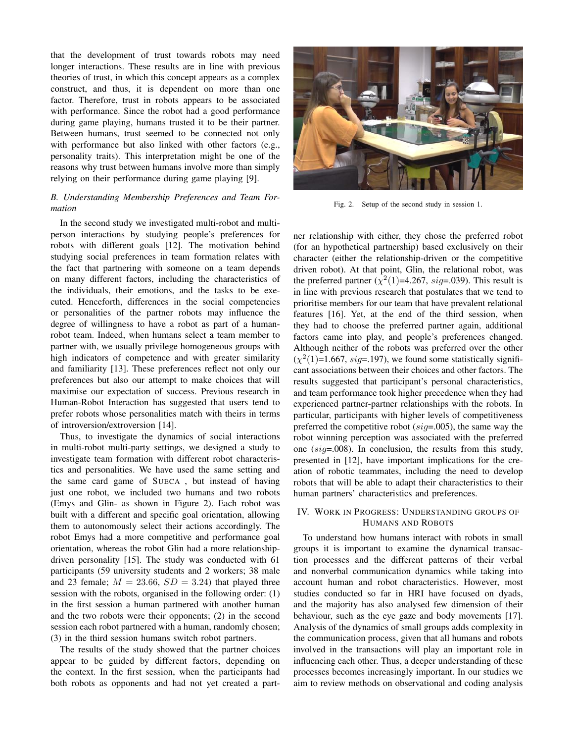that the development of trust towards robots may need longer interactions. These results are in line with previous theories of trust, in which this concept appears as a complex construct, and thus, it is dependent on more than one factor. Therefore, trust in robots appears to be associated with performance. Since the robot had a good performance during game playing, humans trusted it to be their partner. Between humans, trust seemed to be connected not only with performance but also linked with other factors (e.g., personality traits). This interpretation might be one of the reasons why trust between humans involve more than simply relying on their performance during game playing [9].

### *B. Understanding Membership Preferences and Team Formation*

In the second study we investigated multi-robot and multi-person interactions by studying people's preferences for robots with different goals [12]. The motivation behind studying social preferences in team formation relates with the fact that partnering with someone on a team depends on many different factors, including the characteristics of the individuals, their emotions, and the tasks to be executed. Henceforth, differences in the social competencies or personalities of the partner robots may influence the degree of willingness to have a robot as part of a human-robot team. Indeed, when humans select a team member to partner with, we usually privilege homogeneous groups with high indicators of competence and with greater similarity and familiarity [13]. These preferences reflect not only our preferences but also our attempt to make choices that will maximise our expectation of success. Previous research in Human-Robot Interaction has suggested that users tend to prefer robots whose personalities match with theirs in terms of introversion/extroversion [14].

Thus, to investigate the dynamics of social interactions in multi-robot multi-party settings, we designed a study to investigate team formation with different robot characteristics and personalities. We have used the same setting and the same card game of SUECA , but instead of having just one robot, we included two humans and two robots (Emys and Glin- as shown in Figure 2). Each robot was built with a different and specific goal orientation, allowing them to autonomously select their actions accordingly. The robot Emys had a more competitive and performance goal orientation, whereas the robot Glin had a more relationship-driven personality [15]. The study was conducted with 61 participants (59 university students and 2 workers; 38 male and 23 female; $M = 23.66$, $SD = 3.24$) that played three session with the robots, organised in the following order: (1) in the first session a human partnered with another human and the two robots were their opponents; (2) in the second session each robot partnered with a human, randomly chosen; (3) in the third session humans switch robot partners.

The results of the study showed that the partner choices appear to be guided by different factors, depending on the context. In the first session, when the participants had both robots as opponents and had not yet created a partner relationship with either, they chose the preferred robot (for an hypothetical partnership) based exclusively on their character (either the relationship-driven or the competitive driven robot). At that point, Glin, the relational robot, was the preferred partner ($\chi^2(1)$=4.267, $sig$=.039). This result is in line with previous research that postulates that we tend to prioritise members for our team that have prevalent relational features [16]. Yet, at the end of the third session, when they had to choose the preferred partner again, additional factors came into play, and people's preferences changed. Although neither of the robots was preferred over the other ($\chi^2(1)$=1.667, $sig$=.197), we found some statistically significant associations between their choices and other factors. The results suggested that participant's personal characteristics, and team performance took higher precedence when they had experienced partner-partner relationships with the robots. In particular, participants with higher levels of competitiveness preferred the competitive robot ($sig$=.005), the same way the robot winning perception was associated with the preferred one ($sig$=.008). In conclusion, the results from this study, presented in [12], have important implications for the creation of robotic teammates, including the need to develop robots that will be able to adapt their characteristics to their human partners' characteristics and preferences.

Fig. 2. Setup of the second study in session 1.

## IV. WORK IN PROGRESS: UNDERSTANDING GROUPS OF HUMANS AND ROBOTS

To understand how humans interact with robots in small groups it is important to examine the dynamical transaction processes and the different patterns of their verbal and nonverbal communication dynamics while taking into account human and robot characteristics. However, most studies conducted so far in HRI have focused on dyads, and the majority has also analysed few dimension of their behaviour, such as the eye gaze and body movements [17]. Analysis of the dynamics of small groups adds complexity in the communication process, given that all humans and robots involved in the transactions will play an important role in influencing each other. Thus, a deeper understanding of these processes becomes increasingly important. In our studies we aim to review methods on observational and coding analysis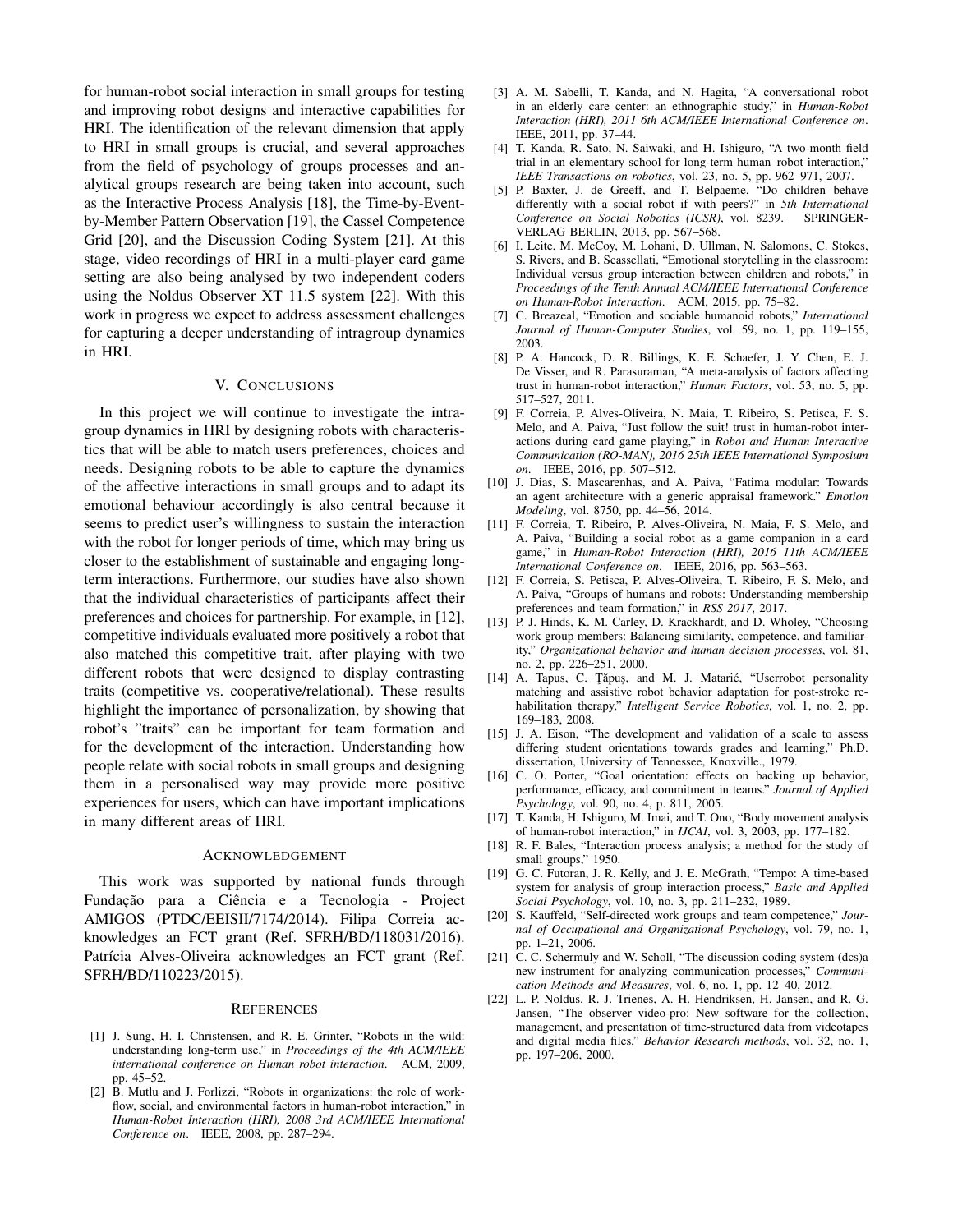for human-robot social interaction in small groups for testing and improving robot designs and interactive capabilities for HRI. The identification of the relevant dimension that apply to HRI in small groups is crucial, and several approaches from the field of psychology of groups processes and analytical groups research are being taken into account, such as the Interactive Process Analysis [18], the Time-by-Event-by-Member Pattern Observation [19], the Cassel Competence Grid [20], and the Discussion Coding System [21]. At this stage, video recordings of HRI in a multi-player card game setting are also being analysed by two independent coders using the Noldus Observer XT 11.5 system [22]. With this work in progress we expect to address assessment challenges for capturing a deeper understanding of intragroup dynamics in HRI.

## V. Conclusions

In this project we will continue to investigate the intragroup dynamics in HRI by designing robots with characteristics that will be able to match users preferences, choices and needs. Designing robots to be able to capture the dynamics of the affective interactions in small groups and to adapt its emotional behaviour accordingly is also central because it seems to predict user's willingness to sustain the interaction with the robot for longer periods of time, which may bring us closer to the establishment of sustainable and engaging long-term interactions. Furthermore, our studies have also shown that the individual characteristics of participants affect their preferences and choices for partnership. For example, in [12], competitive individuals evaluated more positively a robot that also matched this competitive trait, after playing with two different robots that were designed to display contrasting traits (competitive vs. cooperative/relational). These results highlight the importance of personalization, by showing that robot's "traits" can be important for team formation and for the development of the interaction. Understanding how people relate with social robots in small groups and designing them in a personalised way may provide more positive experiences for users, which can have important implications in many different areas of HRI.

## Acknowledgement

This work was supported by national funds through Fundação para a Ciência e a Tecnologia - Project AMIGOS (PTDC/EEISII/7174/2014). Filipa Correia acknowledges an FCT grant (Ref. SFRH/BD/118031/2016). Patrícia Alves-Oliveira acknowledges an FCT grant (Ref. SFRH/BD/110223/2015).

## References

[1] J. Sung, H. I. Christensen, and R. E. Grinter, "Robots in the wild: understanding long-term use," in *Proceedings of the 4th ACM/IEEE international conference on Human robot interaction*. ACM, 2009, pp. 45–52.

[2] B. Mutlu and J. Forlizzi, "Robots in organizations: the role of workflow, social, and environmental factors in human-robot interaction," in *Human-Robot Interaction (HRI), 2008 3rd ACM/IEEE International Conference on*. IEEE, 2008, pp. 287–294.

[3] A. M. Sabelli, T. Kanda, and N. Hagita, "A conversational robot in an elderly care center: an ethnographic study," in *Human-Robot Interaction (HRI), 2011 6th ACM/IEEE International Conference on*. IEEE, 2011, pp. 37–44.

[4] T. Kanda, R. Sato, N. Saiwaki, and H. Ishiguro, "A two-month field trial in an elementary school for long-term human–robot interaction," *IEEE Transactions on robotics*, vol. 23, no. 5, pp. 962–971, 2007.

[5] P. Baxter, J. de Greeff, and T. Belpaeme, "Do children behave differently with a social robot if with peers?" in *5th International Conference on Social Robotics (ICSR)*, vol. 8239. SPRINGER-VERLAG BERLIN, 2013, pp. 567–568.

[6] I. Leite, M. McCoy, M. Lohani, D. Ullman, N. Salomons, C. Stokes, S. Rivers, and B. Scassellati, "Emotional storytelling in the classroom: Individual versus group interaction between children and robots," in *Proceedings of the Tenth Annual ACM/IEEE International Conference on Human-Robot Interaction*. ACM, 2015, pp. 75–82.

[7] C. Breazeal, "Emotion and sociable humanoid robots," *International Journal of Human-Computer Studies*, vol. 59, no. 1, pp. 119–155, 2003.

[8] P. A. Hancock, D. R. Billings, K. E. Schaefer, J. Y. Chen, E. J. De Visser, and R. Parasuraman, "A meta-analysis of factors affecting trust in human-robot interaction," *Human Factors*, vol. 53, no. 5, pp. 517–527, 2011.

[9] F. Correia, P. Alves-Oliveira, N. Maia, T. Ribeiro, S. Petisca, F. S. Melo, and A. Paiva, "Just follow the suit! trust in human-robot interactions during card game playing," in *Robot and Human Interactive Communication (RO-MAN), 2016 25th IEEE International Symposium on*. IEEE, 2016, pp. 507–512.

[10] J. Dias, S. Mascarenhas, and A. Paiva, "Fatima modular: Towards an agent architecture with a generic appraisal framework." *Emotion Modeling*, vol. 8750, pp. 44–56, 2014.

[11] F. Correia, T. Ribeiro, P. Alves-Oliveira, N. Maia, F. S. Melo, and A. Paiva, "Building a social robot as a game companion in a card game," in *Human-Robot Interaction (HRI), 2016 11th ACM/IEEE International Conference on*. IEEE, 2016, pp. 563–563.

[12] F. Correia, S. Petisca, P. Alves-Oliveira, T. Ribeiro, F. S. Melo, and A. Paiva, "Groups of humans and robots: Understanding membership preferences and team formation," in *RSS 2017*, 2017.

[13] P. J. Hinds, K. M. Carley, D. Krackhardt, and D. Wholey, "Choosing work group members: Balancing similarity, competence, and familiarity," *Organizational behavior and human decision processes*, vol. 81, no. 2, pp. 226–251, 2000.

[14] A. Tapus, C. Ţăpuş, and M. J. Matarić, "Userrobot personality matching and assistive robot behavior adaptation for post-stroke rehabilitation therapy," *Intelligent Service Robotics*, vol. 1, no. 2, pp. 169–183, 2008.

[15] J. A. Eison, "The development and validation of a scale to assess differing student orientations towards grades and learning," Ph.D. dissertation, University of Tennessee, Knoxville., 1979.

[16] C. O. Porter, "Goal orientation: effects on backing up behavior, performance, efficacy, and commitment in teams." *Journal of Applied Psychology*, vol. 90, no. 4, p. 811, 2005.

[17] T. Kanda, H. Ishiguro, M. Imai, and T. Ono, "Body movement analysis of human-robot interaction," in *IJCAI*, vol. 3, 2003, pp. 177–182.

[18] R. F. Bales, "Interaction process analysis; a method for the study of small groups," 1950.

[19] G. C. Futoran, J. R. Kelly, and J. E. McGrath, "Tempo: A time-based system for analysis of group interaction process," *Basic and Applied Social Psychology*, vol. 10, no. 3, pp. 211–232, 1989.

[20] S. Kauffeld, "Self-directed work groups and team competence," *Journal of Occupational and Organizational Psychology*, vol. 79, no. 1, pp. 1–21, 2006.

[21] C. C. Schermuly and W. Scholl, "The discussion coding system (dcs)a new instrument for analyzing communication processes," *Communication Methods and Measures*, vol. 6, no. 1, pp. 12–40, 2012.

[22] L. P. Noldus, R. J. Trienes, A. H. Hendriksen, H. Jansen, and R. G. Jansen, "The observer video-pro: New software for the collection, management, and presentation of time-structured data from videotapes and digital media files," *Behavior Research methods*, vol. 32, no. 1, pp. 197–206, 2000.